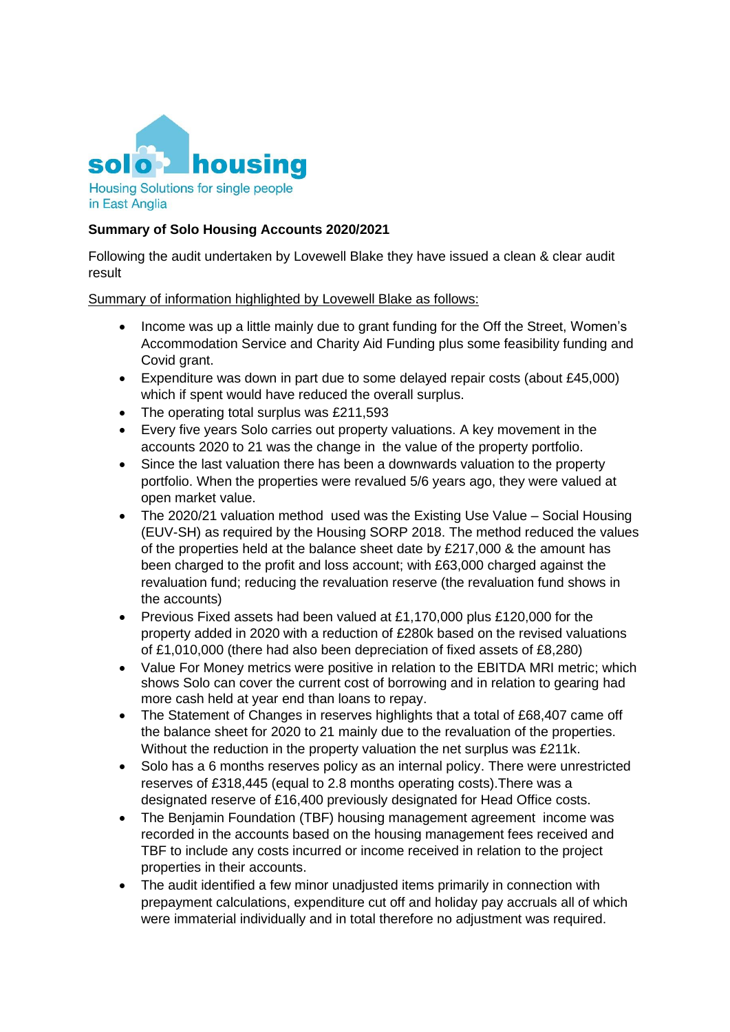solo housing

Housing Solutions for single people in East Anglia

**Summary of Solo Housing Accounts 2020/2021**

Following the audit undertaken by Lovewell Blake they have issued a clean & clear audit result

Summary of information highlighted by Lovewell Blake as follows:

- Income was up a little mainly due to grant funding for the Off the Street, Women's Accommodation Service and Charity Aid Funding plus some feasibility funding and Covid grant.
- Expenditure was down in part due to some delayed repair costs (about £45,000) which if spent would have reduced the overall surplus.
- The operating total surplus was £211,593
- Every five years Solo carries out property valuations. A key movement in the accounts 2020 to 21 was the change in the value of the property portfolio.
- Since the last valuation there has been a downwards valuation to the property portfolio. When the properties were revalued 5/6 years ago, they were valued at open market value.
- The 2020/21 valuation method used was the Existing Use Value – Social Housing (EUV-SH) as required by the Housing SORP 2018. The method reduced the values of the properties held at the balance sheet date by £217,000 & the amount has been charged to the profit and loss account; with £63,000 charged against the revaluation fund; reducing the revaluation reserve (the revaluation fund shows in the accounts)
- Previous Fixed assets had been valued at £1,170,000 plus £120,000 for the property added in 2020 with a reduction of £280k based on the revised valuations of £1,010,000 (there had also been depreciation of fixed assets of £8,280)
- Value For Money metrics were positive in relation to the EBITDA MRI metric; which shows Solo can cover the current cost of borrowing and in relation to gearing had more cash held at year end than loans to repay.
- The Statement of Changes in reserves highlights that a total of £68,407 came off the balance sheet for 2020 to 21 mainly due to the revaluation of the properties. Without the reduction in the property valuation the net surplus was £211k.
- Solo has a 6 months reserves policy as an internal policy. There were unrestricted reserves of £318,445 (equal to 2.8 months operating costs).There was a designated reserve of £16,400 previously designated for Head Office costs.
- The Benjamin Foundation (TBF) housing management agreement income was recorded in the accounts based on the housing management fees received and TBF to include any costs incurred or income received in relation to the project properties in their accounts.
- The audit identified a few minor unadjusted items primarily in connection with prepayment calculations, expenditure cut off and holiday pay accruals all of which were immaterial individually and in total therefore no adjustment was required.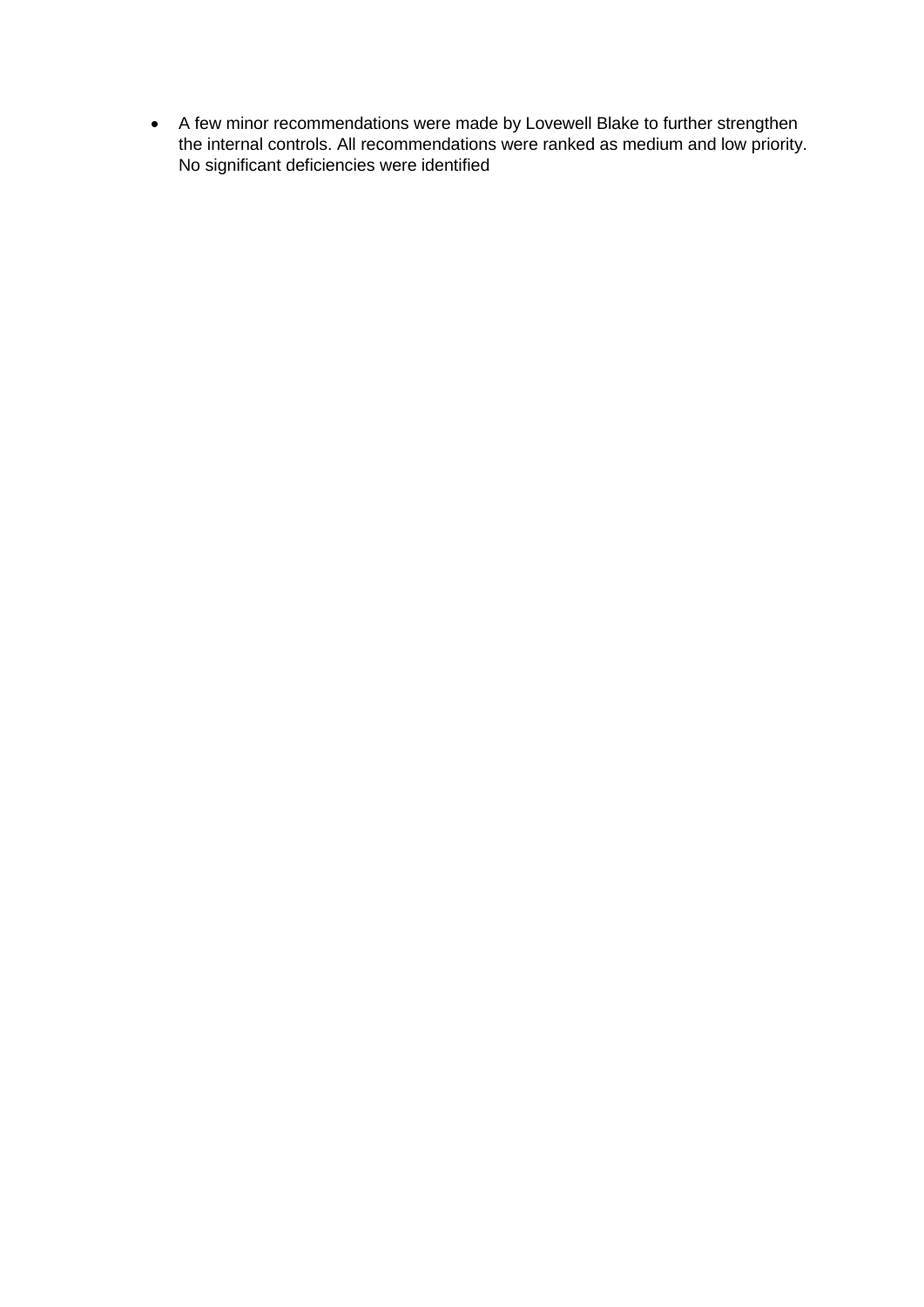- A few minor recommendations were made by Lovewell Blake to further strengthen the internal controls. All recommendations were ranked as medium and low priority. No significant deficiencies were identified